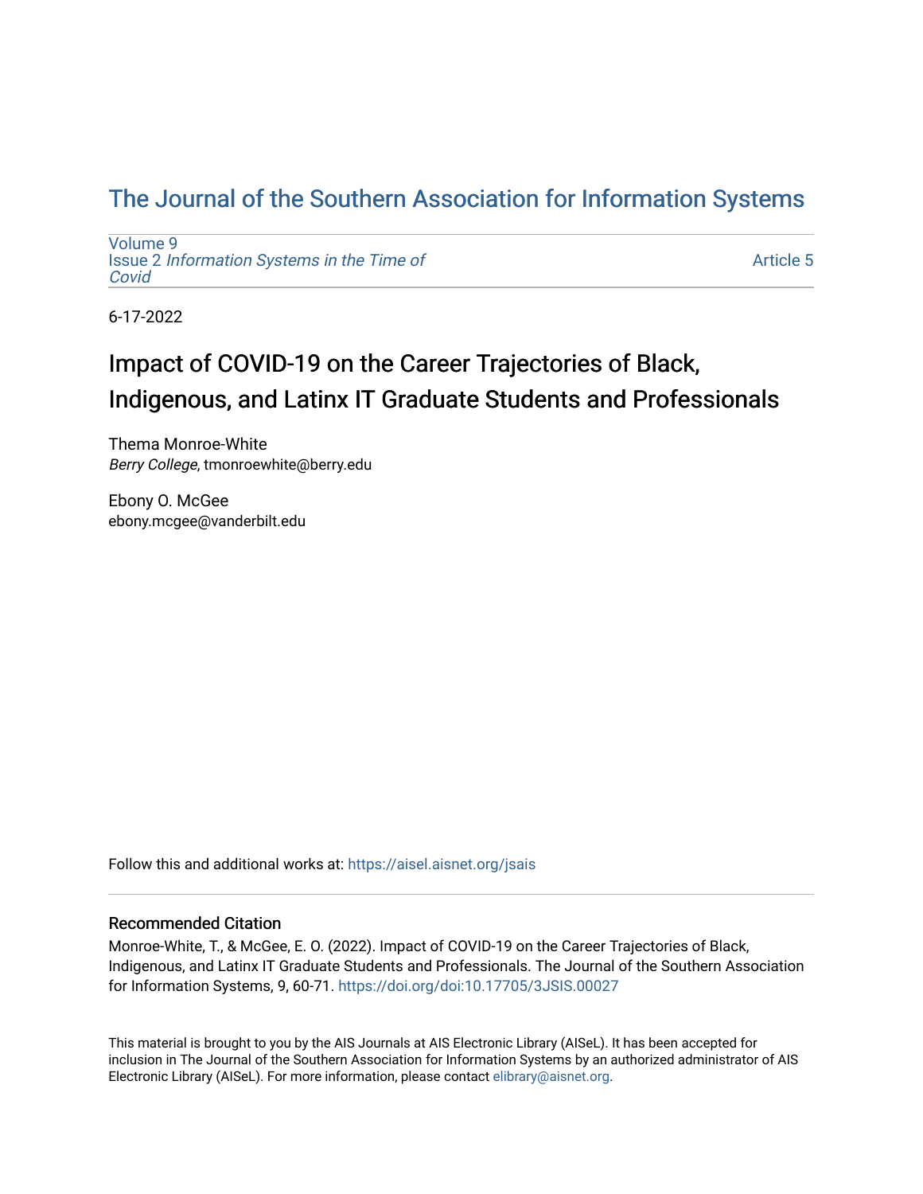# The Journal of the Southern Association for Information Systems

Volume 9
Issue 2 *Information Systems in the Time of Covid*

Article 5

6-17-2022

## Impact of COVID-19 on the Career Trajectories of Black, Indigenous, and Latinx IT Graduate Students and Professionals

Thema Monroe-White
*Berry College*, tmonroewhite@berry.edu

Ebony O. McGee
ebony.mcgee@vanderbilt.edu

Follow this and additional works at: https://aisel.aisnet.org/jsais

### Recommended Citation

Monroe-White, T., & McGee, E. O. (2022). Impact of COVID-19 on the Career Trajectories of Black, Indigenous, and Latinx IT Graduate Students and Professionals. The Journal of the Southern Association for Information Systems, 9, 60-71. https://doi.org/doi:10.17705/3JSIS.00027

This material is brought to you by the AIS Journals at AIS Electronic Library (AISeL). It has been accepted for inclusion in The Journal of the Southern Association for Information Systems by an authorized administrator of AIS Electronic Library (AISeL). For more information, please contact elibrary@aisnet.org.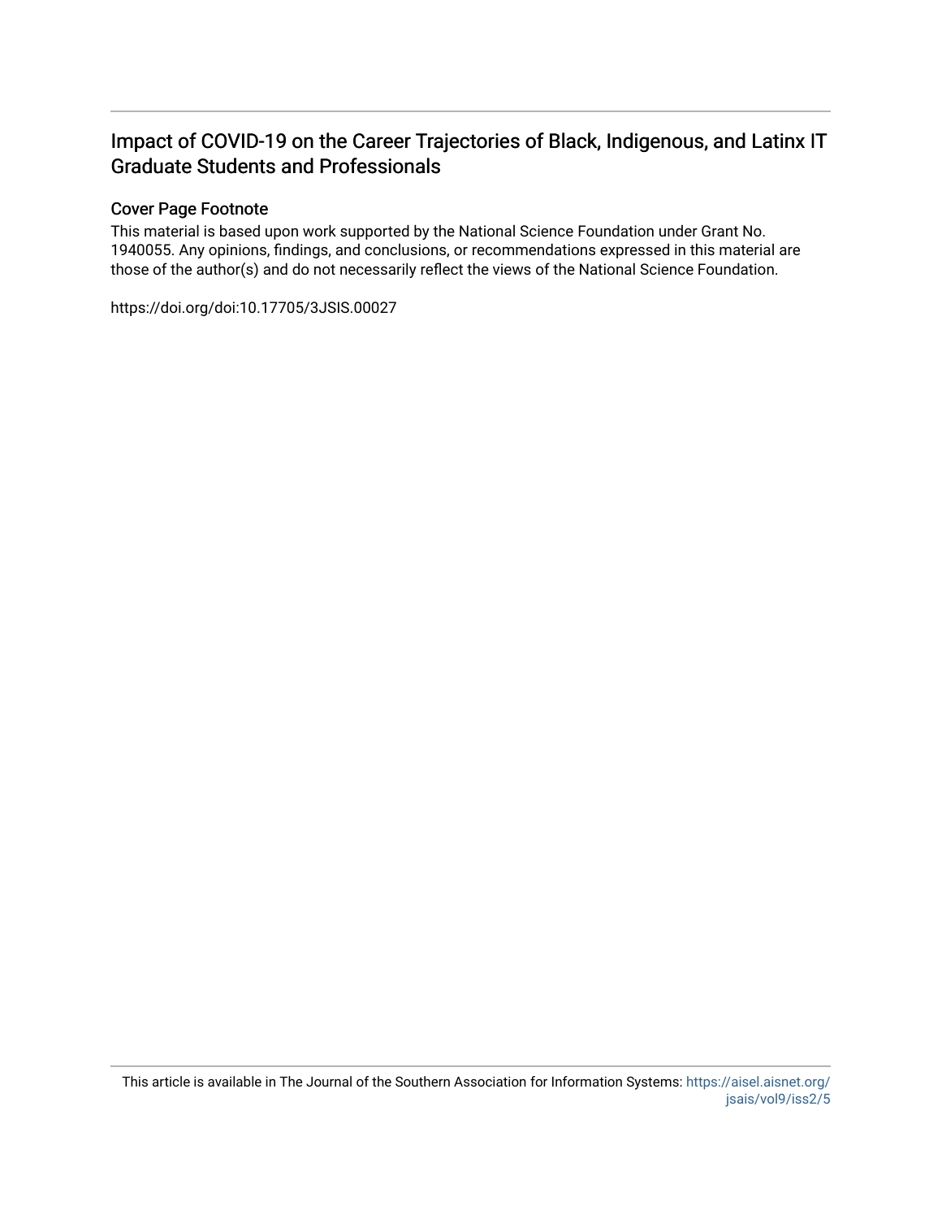# Impact of COVID-19 on the Career Trajectories of Black, Indigenous, and Latinx IT Graduate Students and Professionals

## Cover Page Footnote

This material is based upon work supported by the National Science Foundation under Grant No. 1940055. Any opinions, findings, and conclusions, or recommendations expressed in this material are those of the author(s) and do not necessarily reflect the views of the National Science Foundation.

https://doi.org/doi:10.17705/3JSIS.00027

This article is available in The Journal of the Southern Association for Information Systems: https://aisel.aisnet.org/jsais/vol9/iss2/5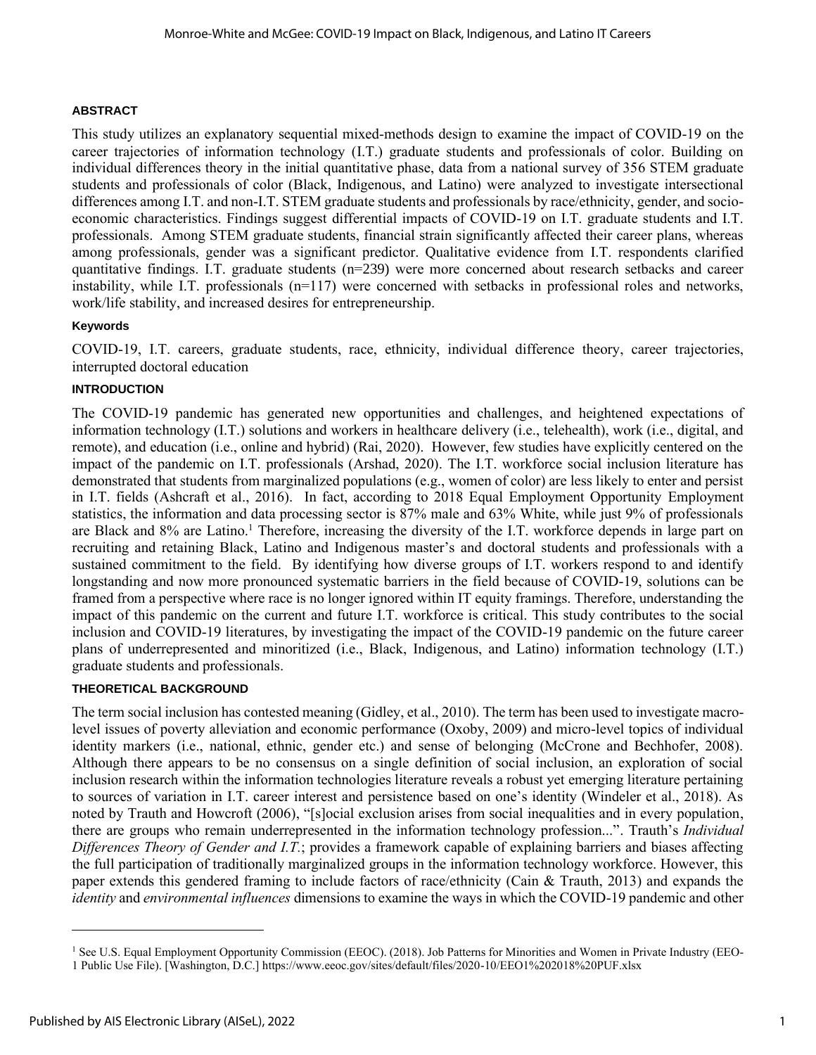## ABSTRACT

This study utilizes an explanatory sequential mixed-methods design to examine the impact of COVID-19 on the career trajectories of information technology (I.T.) graduate students and professionals of color. Building on individual differences theory in the initial quantitative phase, data from a national survey of 356 STEM graduate students and professionals of color (Black, Indigenous, and Latino) were analyzed to investigate intersectional differences among I.T. and non-I.T. STEM graduate students and professionals by race/ethnicity, gender, and socio-economic characteristics. Findings suggest differential impacts of COVID-19 on I.T. graduate students and I.T. professionals. Among STEM graduate students, financial strain significantly affected their career plans, whereas among professionals, gender was a significant predictor. Qualitative evidence from I.T. respondents clarified quantitative findings. I.T. graduate students (n=239) were more concerned about research setbacks and career instability, while I.T. professionals (n=117) were concerned with setbacks in professional roles and networks, work/life stability, and increased desires for entrepreneurship.

### Keywords

COVID-19, I.T. careers, graduate students, race, ethnicity, individual difference theory, career trajectories, interrupted doctoral education

## INTRODUCTION

The COVID-19 pandemic has generated new opportunities and challenges, and heightened expectations of information technology (I.T.) solutions and workers in healthcare delivery (i.e., telehealth), work (i.e., digital, and remote), and education (i.e., online and hybrid) (Rai, 2020). However, few studies have explicitly centered on the impact of the pandemic on I.T. professionals (Arshad, 2020). The I.T. workforce social inclusion literature has demonstrated that students from marginalized populations (e.g., women of color) are less likely to enter and persist in I.T. fields (Ashcraft et al., 2016). In fact, according to 2018 Equal Employment Opportunity Employment statistics, the information and data processing sector is 87% male and 63% White, while just 9% of professionals are Black and 8% are Latino.[1] Therefore, increasing the diversity of the I.T. workforce depends in large part on recruiting and retaining Black, Latino and Indigenous master's and doctoral students and professionals with a sustained commitment to the field. By identifying how diverse groups of I.T. workers respond to and identify longstanding and now more pronounced systematic barriers in the field because of COVID-19, solutions can be framed from a perspective where race is no longer ignored within IT equity framings. Therefore, understanding the impact of this pandemic on the current and future I.T. workforce is critical. This study contributes to the social inclusion and COVID-19 literatures, by investigating the impact of the COVID-19 pandemic on the future career plans of underrepresented and minoritized (i.e., Black, Indigenous, and Latino) information technology (I.T.) graduate students and professionals.

## THEORETICAL BACKGROUND

The term social inclusion has contested meaning (Gidley, et al., 2010). The term has been used to investigate macro-level issues of poverty alleviation and economic performance (Oxoby, 2009) and micro-level topics of individual identity markers (i.e., national, ethnic, gender etc.) and sense of belonging (McCrone and Bechhofer, 2008). Although there appears to be no consensus on a single definition of social inclusion, an exploration of social inclusion research within the information technologies literature reveals a robust yet emerging literature pertaining to sources of variation in I.T. career interest and persistence based on one's identity (Windeler et al., 2018). As noted by Trauth and Howcroft (2006), "[s]ocial exclusion arises from social inequalities and in every population, there are groups who remain underrepresented in the information technology profession...". Trauth's *Individual Differences Theory of Gender and I.T.*; provides a framework capable of explaining barriers and biases affecting the full participation of traditionally marginalized groups in the information technology workforce. However, this paper extends this gendered framing to include factors of race/ethnicity (Cain & Trauth, 2013) and expands the *identity* and *environmental influences* dimensions to examine the ways in which the COVID-19 pandemic and other

[1] See U.S. Equal Employment Opportunity Commission (EEOC). (2018). Job Patterns for Minorities and Women in Private Industry (EEO-1 Public Use File). [Washington, D.C.] https://www.eeoc.gov/sites/default/files/2020-10/EEO1%202018%20PUF.xlsx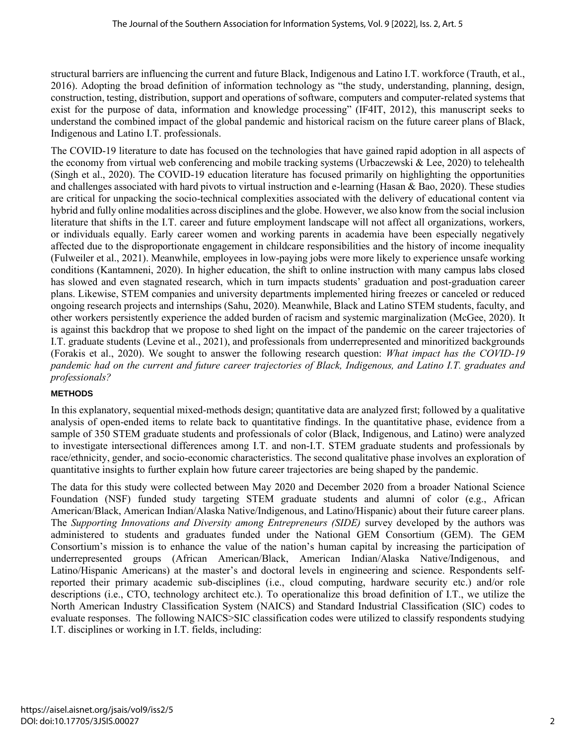structural barriers are influencing the current and future Black, Indigenous and Latino I.T. workforce (Trauth, et al., 2016). Adopting the broad definition of information technology as "the study, understanding, planning, design, construction, testing, distribution, support and operations of software, computers and computer-related systems that exist for the purpose of data, information and knowledge processing" (IF4IT, 2012), this manuscript seeks to understand the combined impact of the global pandemic and historical racism on the future career plans of Black, Indigenous and Latino I.T. professionals.

The COVID-19 literature to date has focused on the technologies that have gained rapid adoption in all aspects of the economy from virtual web conferencing and mobile tracking systems (Urbaczewski & Lee, 2020) to telehealth (Singh et al., 2020). The COVID-19 education literature has focused primarily on highlighting the opportunities and challenges associated with hard pivots to virtual instruction and e-learning (Hasan & Bao, 2020). These studies are critical for unpacking the socio-technical complexities associated with the delivery of educational content via hybrid and fully online modalities across disciplines and the globe. However, we also know from the social inclusion literature that shifts in the I.T. career and future employment landscape will not affect all organizations, workers, or individuals equally. Early career women and working parents in academia have been especially negatively affected due to the disproportionate engagement in childcare responsibilities and the history of income inequality (Fulweiler et al., 2021). Meanwhile, employees in low-paying jobs were more likely to experience unsafe working conditions (Kantamneni, 2020). In higher education, the shift to online instruction with many campus labs closed has slowed and even stagnated research, which in turn impacts students' graduation and post-graduation career plans. Likewise, STEM companies and university departments implemented hiring freezes or canceled or reduced ongoing research projects and internships (Sahu, 2020). Meanwhile, Black and Latino STEM students, faculty, and other workers persistently experience the added burden of racism and systemic marginalization (McGee, 2020). It is against this backdrop that we propose to shed light on the impact of the pandemic on the career trajectories of I.T. graduate students (Levine et al., 2021), and professionals from underrepresented and minoritized backgrounds (Forakis et al., 2020). We sought to answer the following research question: *What impact has the COVID-19 pandemic had on the current and future career trajectories of Black, Indigenous, and Latino I.T. graduates and professionals?*

## METHODS

In this explanatory, sequential mixed-methods design; quantitative data are analyzed first; followed by a qualitative analysis of open-ended items to relate back to quantitative findings. In the quantitative phase, evidence from a sample of 350 STEM graduate students and professionals of color (Black, Indigenous, and Latino) were analyzed to investigate intersectional differences among I.T. and non-I.T. STEM graduate students and professionals by race/ethnicity, gender, and socio-economic characteristics. The second qualitative phase involves an exploration of quantitative insights to further explain how future career trajectories are being shaped by the pandemic.

The data for this study were collected between May 2020 and December 2020 from a broader National Science Foundation (NSF) funded study targeting STEM graduate students and alumni of color (e.g., African American/Black, American Indian/Alaska Native/Indigenous, and Latino/Hispanic) about their future career plans. The *Supporting Innovations and Diversity among Entrepreneurs (SIDE)* survey developed by the authors was administered to students and graduates funded under the National GEM Consortium (GEM). The GEM Consortium's mission is to enhance the value of the nation's human capital by increasing the participation of underrepresented groups (African American/Black, American Indian/Alaska Native/Indigenous, and Latino/Hispanic Americans) at the master's and doctoral levels in engineering and science. Respondents self-reported their primary academic sub-disciplines (i.e., cloud computing, hardware security etc.) and/or role descriptions (i.e., CTO, technology architect etc.). To operationalize this broad definition of I.T., we utilize the North American Industry Classification System (NAICS) and Standard Industrial Classification (SIC) codes to evaluate responses. The following NAICS>SIC classification codes were utilized to classify respondents studying I.T. disciplines or working in I.T. fields, including: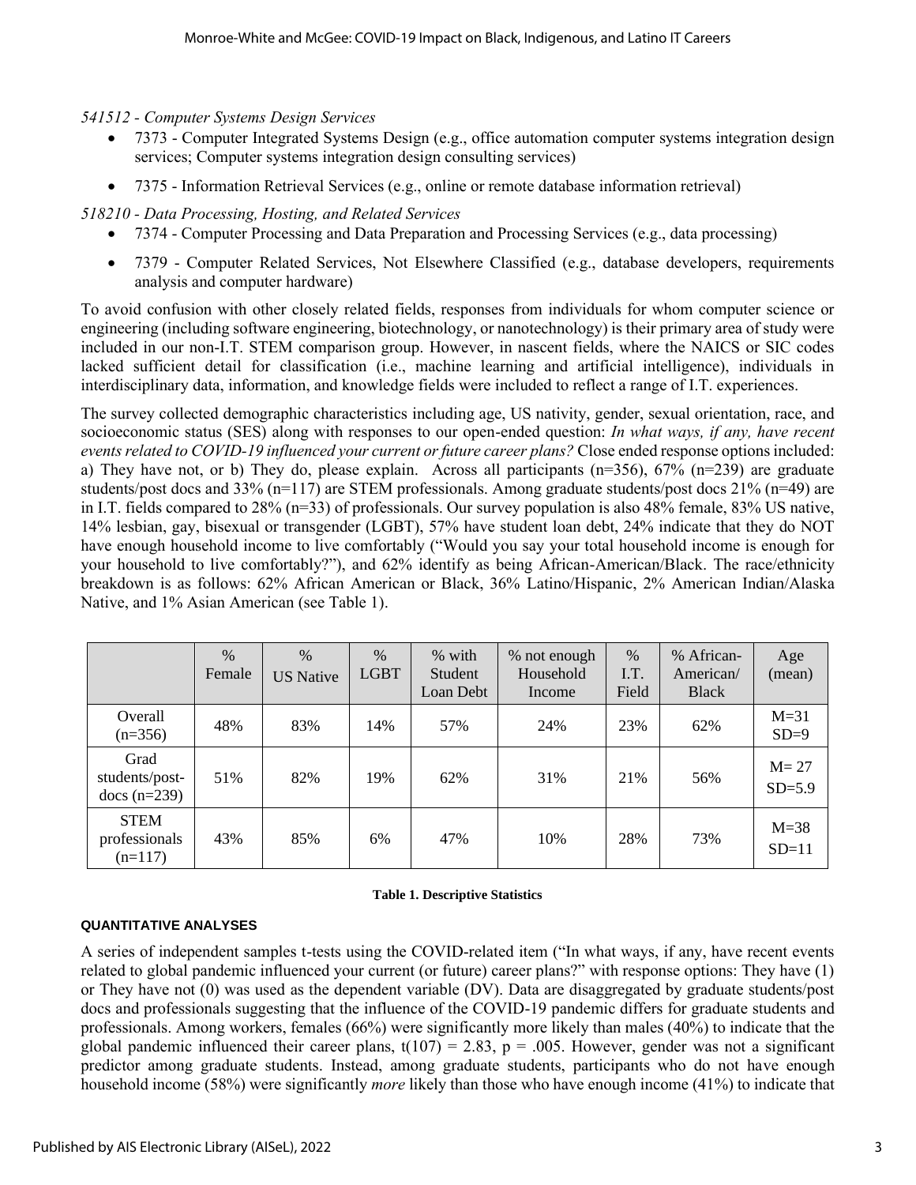*541512 - Computer Systems Design Services*

- 7373 - Computer Integrated Systems Design (e.g., office automation computer systems integration design services; Computer systems integration design consulting services)
- 7375 - Information Retrieval Services (e.g., online or remote database information retrieval)

*518210 - Data Processing, Hosting, and Related Services*

- 7374 - Computer Processing and Data Preparation and Processing Services (e.g., data processing)
- 7379 - Computer Related Services, Not Elsewhere Classified (e.g., database developers, requirements analysis and computer hardware)

To avoid confusion with other closely related fields, responses from individuals for whom computer science or engineering (including software engineering, biotechnology, or nanotechnology) is their primary area of study were included in our non-I.T. STEM comparison group. However, in nascent fields, where the NAICS or SIC codes lacked sufficient detail for classification (i.e., machine learning and artificial intelligence), individuals in interdisciplinary data, information, and knowledge fields were included to reflect a range of I.T. experiences.

The survey collected demographic characteristics including age, US nativity, gender, sexual orientation, race, and socioeconomic status (SES) along with responses to our open-ended question: *In what ways, if any, have recent events related to COVID-19 influenced your current or future career plans?* Close ended response options included: a) They have not, or b) They do, please explain. Across all participants (n=356), 67% (n=239) are graduate students/post docs and 33% (n=117) are STEM professionals. Among graduate students/post docs 21% (n=49) are in I.T. fields compared to 28% (n=33) of professionals. Our survey population is also 48% female, 83% US native, 14% lesbian, gay, bisexual or transgender (LGBT), 57% have student loan debt, 24% indicate that they do NOT have enough household income to live comfortably ("Would you say your total household income is enough for your household to live comfortably?"), and 62% identify as being African-American/Black. The race/ethnicity breakdown is as follows: 62% African American or Black, 36% Latino/Hispanic, 2% American Indian/Alaska Native, and 1% Asian American (see Table 1).

| | % Female | % US Native | % LGBT | % with Student Loan Debt | % not enough Household Income | % I.T. Field | % African-American/ Black | Age (mean) |
|---|---|---|---|---|---|---|---|---|
| Overall (n=356) | 48% | 83% | 14% | 57% | 24% | 23% | 62% | M=31 SD=9 |
| Grad students/post-docs (n=239) | 51% | 82% | 19% | 62% | 31% | 21% | 56% | M= 27 SD=5.9 |
| STEM professionals (n=117) | 43% | 85% | 6% | 47% | 10% | 28% | 73% | M=38 SD=11 |

**Table 1. Descriptive Statistics**

#### QUANTITATIVE ANALYSES

A series of independent samples t-tests using the COVID-related item ("In what ways, if any, have recent events related to global pandemic influenced your current (or future) career plans?" with response options: They have (1) or They have not (0) was used as the dependent variable (DV). Data are disaggregated by graduate students/post docs and professionals suggesting that the influence of the COVID-19 pandemic differs for graduate students and professionals. Among workers, females (66%) were significantly more likely than males (40%) to indicate that the global pandemic influenced their career plans, $t(107) = 2.83$, $p = .005$. However, gender was not a significant predictor among graduate students. Instead, among graduate students, participants who do not have enough household income (58%) were significantly *more* likely than those who have enough income (41%) to indicate that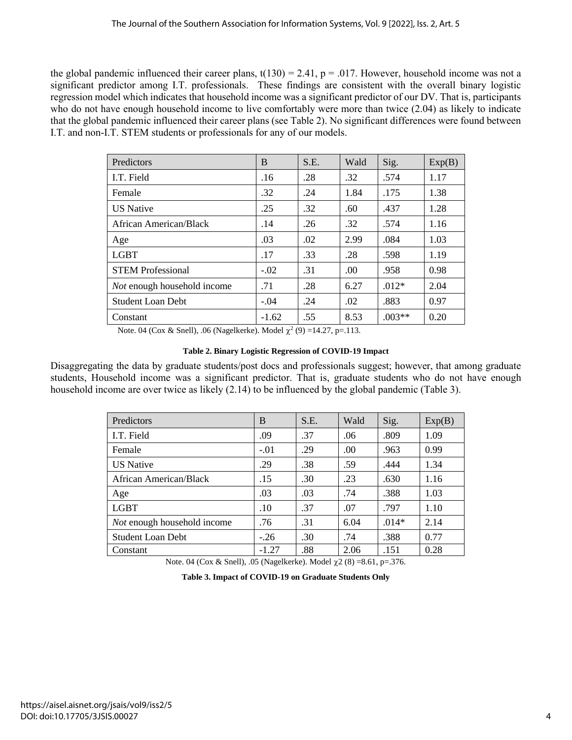the global pandemic influenced their career plans, $t(130) = 2.41$, $p = .017$. However, household income was not a significant predictor among I.T. professionals. These findings are consistent with the overall binary logistic regression model which indicates that household income was a significant predictor of our DV. That is, participants who do not have enough household income to live comfortably were more than twice (2.04) as likely to indicate that the global pandemic influenced their career plans (see Table 2). No significant differences were found between I.T. and non-I.T. STEM students or professionals for any of our models.

| Predictors | B | S.E. | Wald | Sig. | Exp(B) |
|---|---|---|---|---|---|
| I.T. Field | .16 | .28 | .32 | .574 | 1.17 |
| Female | .32 | .24 | 1.84 | .175 | 1.38 |
| US Native | .25 | .32 | .60 | .437 | 1.28 |
| African American/Black | .14 | .26 | .32 | .574 | 1.16 |
| Age | .03 | .02 | 2.99 | .084 | 1.03 |
| LGBT | .17 | .33 | .28 | .598 | 1.19 |
| STEM Professional | -.02 | .31 | .00 | .958 | 0.98 |
| *Not* enough household income | .71 | .28 | 6.27 | .012* | 2.04 |
| Student Loan Debt | -.04 | .24 | .02 | .883 | 0.97 |
| Constant | -1.62 | .55 | 8.53 | .003** | 0.20 |

Note. 04 (Cox & Snell), .06 (Nagelkerke). Model $\chi^2$ (9) =14.27, p=.113.

**Table 2. Binary Logistic Regression of COVID-19 Impact**

Disaggregating the data by graduate students/post docs and professionals suggest; however, that among graduate students, Household income was a significant predictor. That is, graduate students who do not have enough household income are over twice as likely (2.14) to be influenced by the global pandemic (Table 3).

| Predictors | B | S.E. | Wald | Sig. | Exp(B) |
|---|---|---|---|---|---|
| I.T. Field | .09 | .37 | .06 | .809 | 1.09 |
| Female | -.01 | .29 | .00 | .963 | 0.99 |
| US Native | .29 | .38 | .59 | .444 | 1.34 |
| African American/Black | .15 | .30 | .23 | .630 | 1.16 |
| Age | .03 | .03 | .74 | .388 | 1.03 |
| LGBT | .10 | .37 | .07 | .797 | 1.10 |
| *Not* enough household income | .76 | .31 | 6.04 | .014* | 2.14 |
| Student Loan Debt | -.26 | .30 | .74 | .388 | 0.77 |
| Constant | -1.27 | .88 | 2.06 | .151 | 0.28 |

Note. 04 (Cox & Snell), .05 (Nagelkerke). Model $\chi 2$ (8) =8.61, p=.376.

**Table 3. Impact of COVID-19 on Graduate Students Only**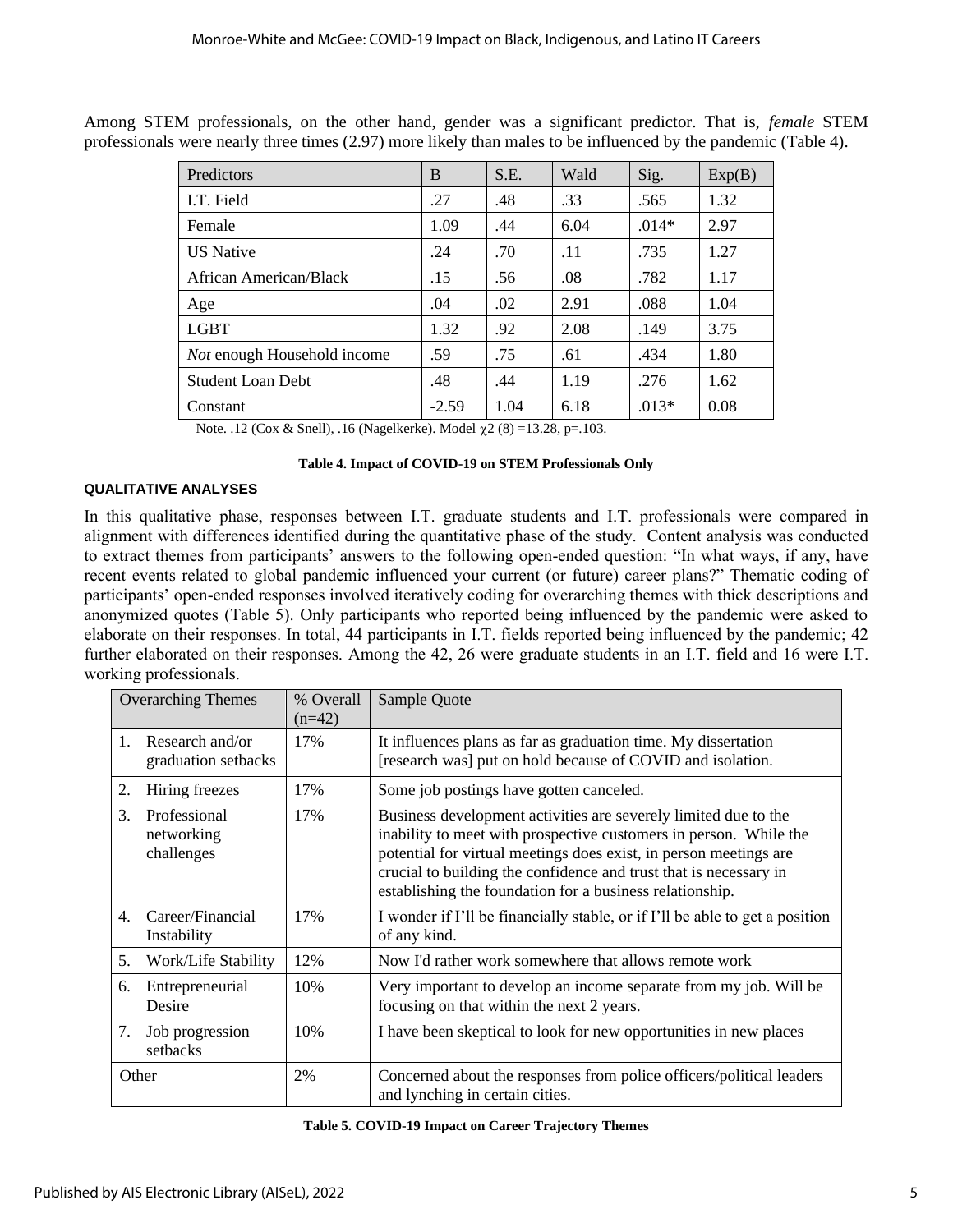Among STEM professionals, on the other hand, gender was a significant predictor. That is, *female* STEM professionals were nearly three times (2.97) more likely than males to be influenced by the pandemic (Table 4).

| Predictors | B | S.E. | Wald | Sig. | Exp(B) |
|---|---|---|---|---|---|
| I.T. Field | .27 | .48 | .33 | .565 | 1.32 |
| Female | 1.09 | .44 | 6.04 | .014* | 2.97 |
| US Native | .24 | .70 | .11 | .735 | 1.27 |
| African American/Black | .15 | .56 | .08 | .782 | 1.17 |
| Age | .04 | .02 | 2.91 | .088 | 1.04 |
| LGBT | 1.32 | .92 | 2.08 | .149 | 3.75 |
| *Not* enough Household income | .59 | .75 | .61 | .434 | 1.80 |
| Student Loan Debt | .48 | .44 | 1.19 | .276 | 1.62 |
| Constant | -2.59 | 1.04 | 6.18 | .013* | 0.08 |

Note. .12 (Cox & Snell), .16 (Nagelkerke). Model $\chi 2$ (8) =13.28, p=.103.

**Table 4. Impact of COVID-19 on STEM Professionals Only**

### QUALITATIVE ANALYSES

In this qualitative phase, responses between I.T. graduate students and I.T. professionals were compared in alignment with differences identified during the quantitative phase of the study. Content analysis was conducted to extract themes from participants' answers to the following open-ended question: "In what ways, if any, have recent events related to global pandemic influenced your current (or future) career plans?" Thematic coding of participants' open-ended responses involved iteratively coding for overarching themes with thick descriptions and anonymized quotes (Table 5). Only participants who reported being influenced by the pandemic were asked to elaborate on their responses. In total, 44 participants in I.T. fields reported being influenced by the pandemic; 42 further elaborated on their responses. Among the 42, 26 were graduate students in an I.T. field and 16 were I.T. working professionals.

| Overarching Themes | % Overall (n=42) | Sample Quote |
|---|---|---|
| 1. Research and/or graduation setbacks | 17% | It influences plans as far as graduation time. My dissertation [research was] put on hold because of COVID and isolation. |
| 2. Hiring freezes | 17% | Some job postings have gotten canceled. |
| 3. Professional networking challenges | 17% | Business development activities are severely limited due to the inability to meet with prospective customers in person. While the potential for virtual meetings does exist, in person meetings are crucial to building the confidence and trust that is necessary in establishing the foundation for a business relationship. |
| 4. Career/Financial Instability | 17% | I wonder if I'll be financially stable, or if I'll be able to get a position of any kind. |
| 5. Work/Life Stability | 12% | Now I'd rather work somewhere that allows remote work |
| 6. Entrepreneurial Desire | 10% | Very important to develop an income separate from my job. Will be focusing on that within the next 2 years. |
| 7. Job progression setbacks | 10% | I have been skeptical to look for new opportunities in new places |
| Other | 2% | Concerned about the responses from police officers/political leaders and lynching in certain cities. |

**Table 5. COVID-19 Impact on Career Trajectory Themes**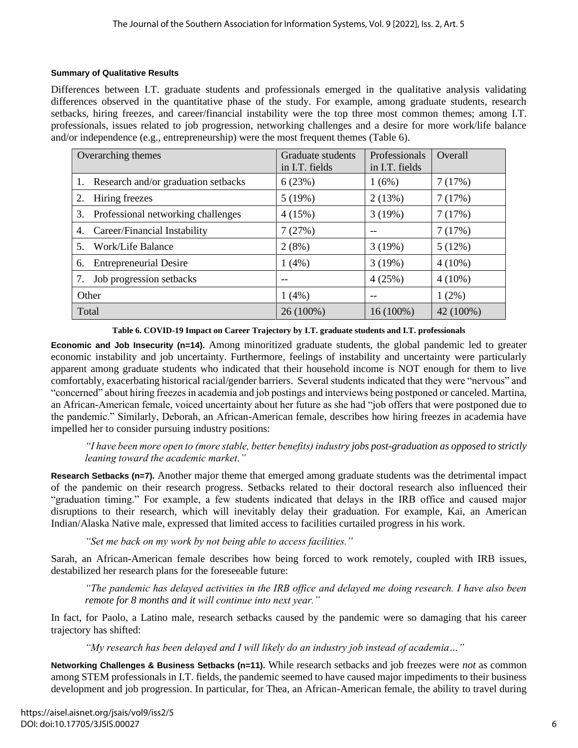#### Summary of Qualitative Results

Differences between I.T. graduate students and professionals emerged in the qualitative analysis validating differences observed in the quantitative phase of the study. For example, among graduate students, research setbacks, hiring freezes, and career/financial instability were the top three most common themes; among I.T. professionals, issues related to job progression, networking challenges and a desire for more work/life balance and/or independence (e.g., entrepreneurship) were the most frequent themes (Table 6).

| Overarching themes | Graduate students in I.T. fields | Professionals in I.T. fields | Overall |
|---|---|---|---|
| 1. Research and/or graduation setbacks | 6 (23%) | 1 (6%) | 7 (17%) |
| 2. Hiring freezes | 5 (19%) | 2 (13%) | 7 (17%) |
| 3. Professional networking challenges | 4 (15%) | 3 (19%) | 7 (17%) |
| 4. Career/Financial Instability | 7 (27%) | -- | 7 (17%) |
| 5. Work/Life Balance | 2 (8%) | 3 (19%) | 5 (12%) |
| 6. Entrepreneurial Desire | 1 (4%) | 3 (19%) | 4 (10%) |
| 7. Job progression setbacks | -- | 4 (25%) | 4 (10%) |
| Other | 1 (4%) | -- | 1 (2%) |
| Total | 26 (100%) | 16 (100%) | 42 (100%) |

**Table 6. COVID-19 Impact on Career Trajectory by I.T. graduate students and I.T. professionals**

**Economic and Job Insecurity (n=14).** Among minoritized graduate students, the global pandemic led to greater economic instability and job uncertainty. Furthermore, feelings of instability and uncertainty were particularly apparent among graduate students who indicated that their household income is NOT enough for them to live comfortably, exacerbating historical racial/gender barriers. Several students indicated that they were "nervous" and "concerned" about hiring freezes in academia and job postings and interviews being postponed or canceled. Martina, an African-American female, voiced uncertainty about her future as she had "job offers that were postponed due to the pandemic." Similarly, Deborah, an African-American female, describes how hiring freezes in academia have impelled her to consider pursuing industry positions:

> *"I have been more open to (more stable, better benefits) industry jobs post-graduation as opposed to strictly leaning toward the academic market."*

**Research Setbacks (n=7).** Another major theme that emerged among graduate students was the detrimental impact of the pandemic on their research progress. Setbacks related to their doctoral research also influenced their "graduation timing." For example, a few students indicated that delays in the IRB office and caused major disruptions to their research, which will inevitably delay their graduation. For example, Kai, an American Indian/Alaska Native male, expressed that limited access to facilities curtailed progress in his work.

> *"Set me back on my work by not being able to access facilities."*

Sarah, an African-American female describes how being forced to work remotely, coupled with IRB issues, destabilized her research plans for the foreseeable future:

> *"The pandemic has delayed activities in the IRB office and delayed me doing research. I have also been remote for 8 months and it will continue into next year."*

In fact, for Paolo, a Latino male, research setbacks caused by the pandemic were so damaging that his career trajectory has shifted:

> *"My research has been delayed and I will likely do an industry job instead of academia…"*

**Networking Challenges & Business Setbacks (n=11).** While research setbacks and job freezes were *not* as common among STEM professionals in I.T. fields, the pandemic seemed to have caused major impediments to their business development and job progression. In particular, for Thea, an African-American female, the ability to travel during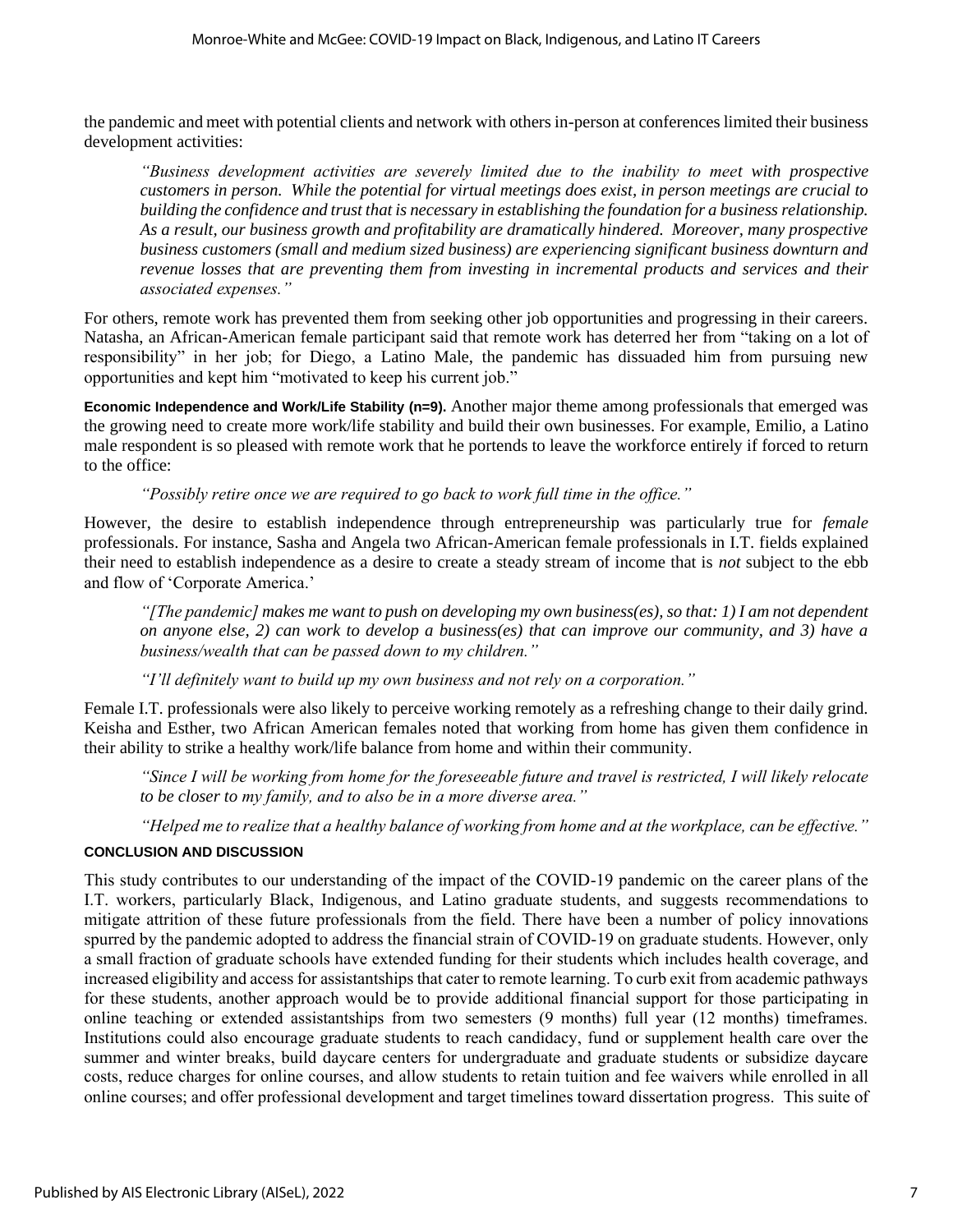the pandemic and meet with potential clients and network with others in-person at conferences limited their business development activities:

> *"Business development activities are severely limited due to the inability to meet with prospective customers in person. While the potential for virtual meetings does exist, in person meetings are crucial to building the confidence and trust that is necessary in establishing the foundation for a business relationship. As a result, our business growth and profitability are dramatically hindered. Moreover, many prospective business customers (small and medium sized business) are experiencing significant business downturn and revenue losses that are preventing them from investing in incremental products and services and their associated expenses."*

For others, remote work has prevented them from seeking other job opportunities and progressing in their careers. Natasha, an African-American female participant said that remote work has deterred her from "taking on a lot of responsibility" in her job; for Diego, a Latino Male, the pandemic has dissuaded him from pursuing new opportunities and kept him "motivated to keep his current job."

**Economic Independence and Work/Life Stability (n=9).** Another major theme among professionals that emerged was the growing need to create more work/life stability and build their own businesses. For example, Emilio, a Latino male respondent is so pleased with remote work that he portends to leave the workforce entirely if forced to return to the office:

> *"Possibly retire once we are required to go back to work full time in the office."*

However, the desire to establish independence through entrepreneurship was particularly true for *female* professionals. For instance, Sasha and Angela two African-American female professionals in I.T. fields explained their need to establish independence as a desire to create a steady stream of income that is *not* subject to the ebb and flow of 'Corporate America.'

> *"[The pandemic] makes me want to push on developing my own business(es), so that: 1) I am not dependent on anyone else, 2) can work to develop a business(es) that can improve our community, and 3) have a business/wealth that can be passed down to my children."*

> *"I'll definitely want to build up my own business and not rely on a corporation."*

Female I.T. professionals were also likely to perceive working remotely as a refreshing change to their daily grind. Keisha and Esther, two African American females noted that working from home has given them confidence in their ability to strike a healthy work/life balance from home and within their community.

> *"Since I will be working from home for the foreseeable future and travel is restricted, I will likely relocate to be closer to my family, and to also be in a more diverse area."*

> *"Helped me to realize that a healthy balance of working from home and at the workplace, can be effective."*

## CONCLUSION AND DISCUSSION

This study contributes to our understanding of the impact of the COVID-19 pandemic on the career plans of the I.T. workers, particularly Black, Indigenous, and Latino graduate students, and suggests recommendations to mitigate attrition of these future professionals from the field. There have been a number of policy innovations spurred by the pandemic adopted to address the financial strain of COVID-19 on graduate students. However, only a small fraction of graduate schools have extended funding for their students which includes health coverage, and increased eligibility and access for assistantships that cater to remote learning. To curb exit from academic pathways for these students, another approach would be to provide additional financial support for those participating in online teaching or extended assistantships from two semesters (9 months) full year (12 months) timeframes. Institutions could also encourage graduate students to reach candidacy, fund or supplement health care over the summer and winter breaks, build daycare centers for undergraduate and graduate students or subsidize daycare costs, reduce charges for online courses, and allow students to retain tuition and fee waivers while enrolled in all online courses; and offer professional development and target timelines toward dissertation progress. This suite of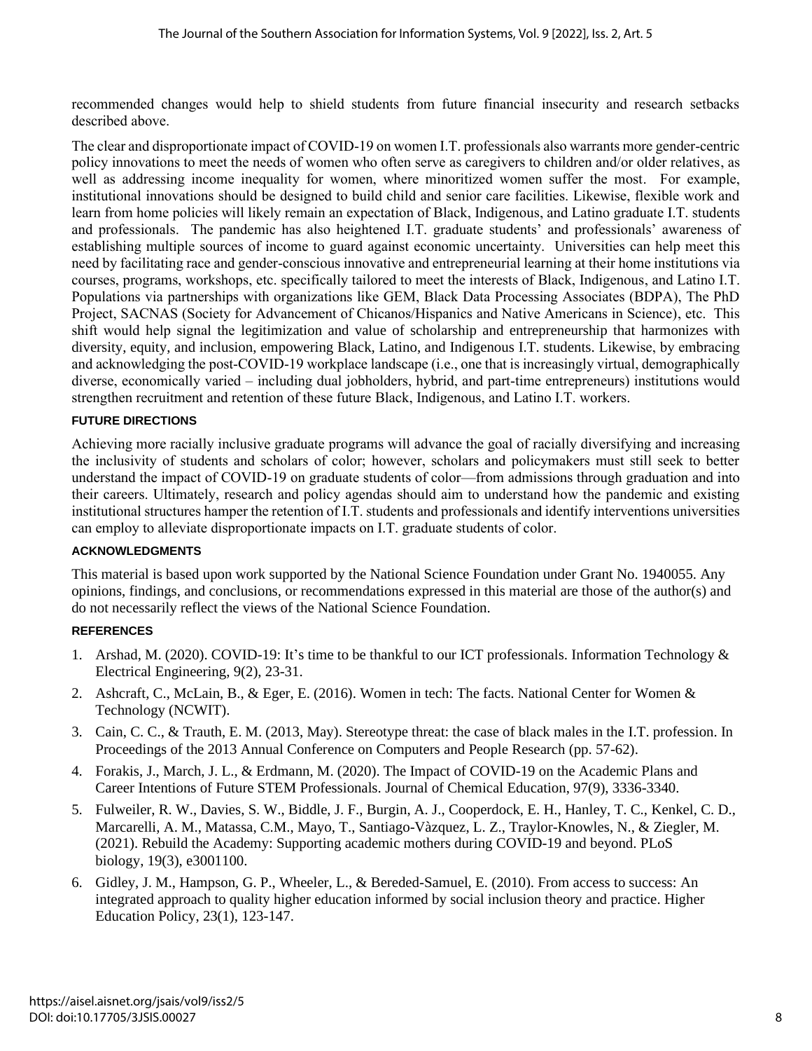recommended changes would help to shield students from future financial insecurity and research setbacks described above.

The clear and disproportionate impact of COVID-19 on women I.T. professionals also warrants more gender-centric policy innovations to meet the needs of women who often serve as caregivers to children and/or older relatives, as well as addressing income inequality for women, where minoritized women suffer the most. For example, institutional innovations should be designed to build child and senior care facilities. Likewise, flexible work and learn from home policies will likely remain an expectation of Black, Indigenous, and Latino graduate I.T. students and professionals. The pandemic has also heightened I.T. graduate students' and professionals' awareness of establishing multiple sources of income to guard against economic uncertainty. Universities can help meet this need by facilitating race and gender-conscious innovative and entrepreneurial learning at their home institutions via courses, programs, workshops, etc. specifically tailored to meet the interests of Black, Indigenous, and Latino I.T. Populations via partnerships with organizations like GEM, Black Data Processing Associates (BDPA), The PhD Project, SACNAS (Society for Advancement of Chicanos/Hispanics and Native Americans in Science), etc. This shift would help signal the legitimization and value of scholarship and entrepreneurship that harmonizes with diversity, equity, and inclusion, empowering Black, Latino, and Indigenous I.T. students. Likewise, by embracing and acknowledging the post-COVID-19 workplace landscape (i.e., one that is increasingly virtual, demographically diverse, economically varied – including dual jobholders, hybrid, and part-time entrepreneurs) institutions would strengthen recruitment and retention of these future Black, Indigenous, and Latino I.T. workers.

## FUTURE DIRECTIONS

Achieving more racially inclusive graduate programs will advance the goal of racially diversifying and increasing the inclusivity of students and scholars of color; however, scholars and policymakers must still seek to better understand the impact of COVID-19 on graduate students of color—from admissions through graduation and into their careers. Ultimately, research and policy agendas should aim to understand how the pandemic and existing institutional structures hamper the retention of I.T. students and professionals and identify interventions universities can employ to alleviate disproportionate impacts on I.T. graduate students of color.

## ACKNOWLEDGMENTS

This material is based upon work supported by the National Science Foundation under Grant No. 1940055. Any opinions, findings, and conclusions, or recommendations expressed in this material are those of the author(s) and do not necessarily reflect the views of the National Science Foundation.

## REFERENCES

1. Arshad, M. (2020). COVID-19: It's time to be thankful to our ICT professionals. Information Technology & Electrical Engineering, 9(2), 23-31.
2. Ashcraft, C., McLain, B., & Eger, E. (2016). Women in tech: The facts. National Center for Women & Technology (NCWIT).
3. Cain, C. C., & Trauth, E. M. (2013, May). Stereotype threat: the case of black males in the I.T. profession. In Proceedings of the 2013 Annual Conference on Computers and People Research (pp. 57-62).
4. Forakis, J., March, J. L., & Erdmann, M. (2020). The Impact of COVID-19 on the Academic Plans and Career Intentions of Future STEM Professionals. Journal of Chemical Education, 97(9), 3336-3340.
5. Fulweiler, R. W., Davies, S. W., Biddle, J. F., Burgin, A. J., Cooperdock, E. H., Hanley, T. C., Kenkel, C. D., Marcarelli, A. M., Matassa, C.M., Mayo, T., Santiago-Vàzquez, L. Z., Traylor-Knowles, N., & Ziegler, M. (2021). Rebuild the Academy: Supporting academic mothers during COVID-19 and beyond. PLoS biology, 19(3), e3001100.
6. Gidley, J. M., Hampson, G. P., Wheeler, L., & Bereded-Samuel, E. (2010). From access to success: An integrated approach to quality higher education informed by social inclusion theory and practice. Higher Education Policy, 23(1), 123-147.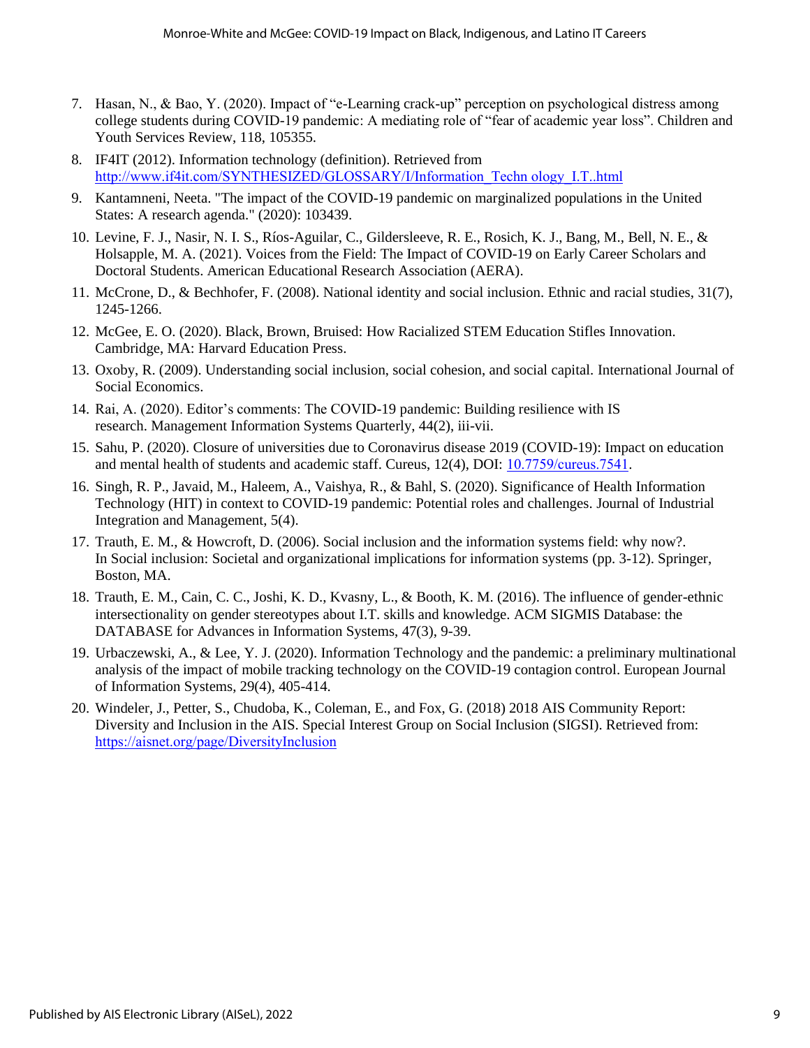7. Hasan, N., & Bao, Y. (2020). Impact of "e-Learning crack-up" perception on psychological distress among college students during COVID-19 pandemic: A mediating role of "fear of academic year loss". Children and Youth Services Review, 118, 105355.
8. IF4IT (2012). Information technology (definition). Retrieved from http://www.if4it.com/SYNTHESIZED/GLOSSARY/I/Information_Techn ology_I.T..html
9. Kantamneni, Neeta. "The impact of the COVID-19 pandemic on marginalized populations in the United States: A research agenda." (2020): 103439.
10. Levine, F. J., Nasir, N. I. S., Ríos-Aguilar, C., Gildersleeve, R. E., Rosich, K. J., Bang, M., Bell, N. E., & Holsapple, M. A. (2021). Voices from the Field: The Impact of COVID-19 on Early Career Scholars and Doctoral Students. American Educational Research Association (AERA).
11. McCrone, D., & Bechhofer, F. (2008). National identity and social inclusion. Ethnic and racial studies, 31(7), 1245-1266.
12. McGee, E. O. (2020). Black, Brown, Bruised: How Racialized STEM Education Stifles Innovation. Cambridge, MA: Harvard Education Press.
13. Oxoby, R. (2009). Understanding social inclusion, social cohesion, and social capital. International Journal of Social Economics.
14. Rai, A. (2020). Editor's comments: The COVID-19 pandemic: Building resilience with IS research. Management Information Systems Quarterly, 44(2), iii-vii.
15. Sahu, P. (2020). Closure of universities due to Coronavirus disease 2019 (COVID-19): Impact on education and mental health of students and academic staff. Cureus, 12(4), DOI: 10.7759/cureus.7541.
16. Singh, R. P., Javaid, M., Haleem, A., Vaishya, R., & Bahl, S. (2020). Significance of Health Information Technology (HIT) in context to COVID-19 pandemic: Potential roles and challenges. Journal of Industrial Integration and Management, 5(4).
17. Trauth, E. M., & Howcroft, D. (2006). Social inclusion and the information systems field: why now?. In Social inclusion: Societal and organizational implications for information systems (pp. 3-12). Springer, Boston, MA.
18. Trauth, E. M., Cain, C. C., Joshi, K. D., Kvasny, L., & Booth, K. M. (2016). The influence of gender-ethnic intersectionality on gender stereotypes about I.T. skills and knowledge. ACM SIGMIS Database: the DATABASE for Advances in Information Systems, 47(3), 9-39.
19. Urbaczewski, A., & Lee, Y. J. (2020). Information Technology and the pandemic: a preliminary multinational analysis of the impact of mobile tracking technology on the COVID-19 contagion control. European Journal of Information Systems, 29(4), 405-414.
20. Windeler, J., Petter, S., Chudoba, K., Coleman, E., and Fox, G. (2018) 2018 AIS Community Report: Diversity and Inclusion in the AIS. Special Interest Group on Social Inclusion (SIGSI). Retrieved from: https://aisnet.org/page/DiversityInclusion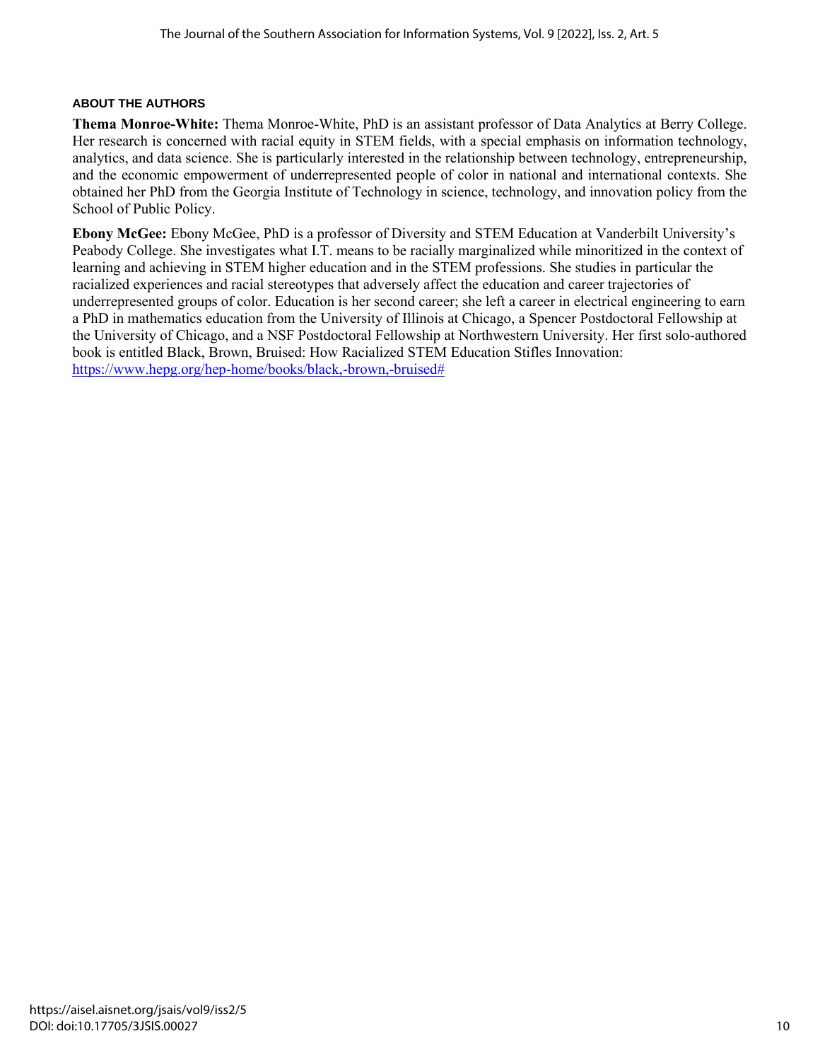#### ABOUT THE AUTHORS

**Thema Monroe-White:** Thema Monroe-White, PhD is an assistant professor of Data Analytics at Berry College. Her research is concerned with racial equity in STEM fields, with a special emphasis on information technology, analytics, and data science. She is particularly interested in the relationship between technology, entrepreneurship, and the economic empowerment of underrepresented people of color in national and international contexts. She obtained her PhD from the Georgia Institute of Technology in science, technology, and innovation policy from the School of Public Policy.

**Ebony McGee:** Ebony McGee, PhD is a professor of Diversity and STEM Education at Vanderbilt University's Peabody College. She investigates what I.T. means to be racially marginalized while minoritized in the context of learning and achieving in STEM higher education and in the STEM professions. She studies in particular the racialized experiences and racial stereotypes that adversely affect the education and career trajectories of underrepresented groups of color. Education is her second career; she left a career in electrical engineering to earn a PhD in mathematics education from the University of Illinois at Chicago, a Spencer Postdoctoral Fellowship at the University of Chicago, and a NSF Postdoctoral Fellowship at Northwestern University. Her first solo-authored book is entitled Black, Brown, Bruised: How Racialized STEM Education Stifles Innovation: https://www.hepg.org/hep-home/books/black,-brown,-bruised#